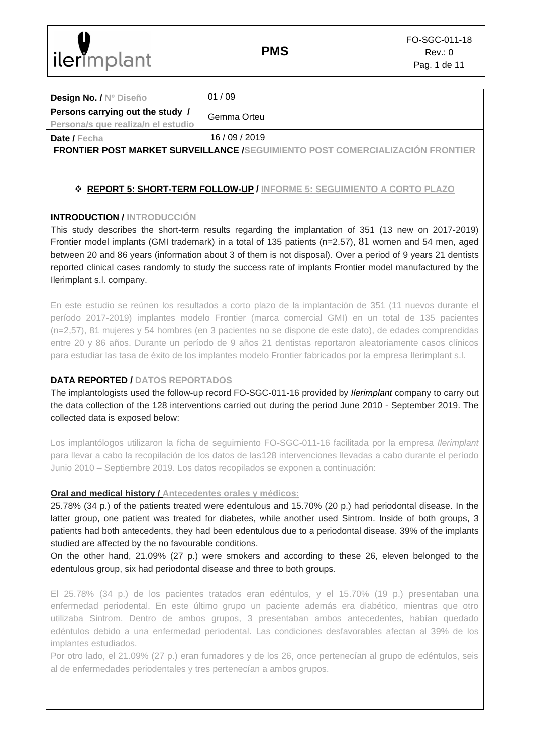| Design No. / Nº Diseño | 01 / 09 |
| --- | --- |
| Persons carrying out the study / Persona/s que realiza/n el estudio | Gemma Orteu |
| Date / Fecha | 16 / 09 / 2019 |

**FRONTIER POST MARKET SURVEILLANCE /SEGUIMIENTO POST COMERCIALIZACIÓN FRONTIER**

- **REPORT 5: SHORT-TERM FOLLOW-UP / INFORME 5: SEGUIMIENTO A CORTO PLAZO**

## INTRODUCTION / INTRODUCCIÓN

This study describes the short-term results regarding the implantation of 351 (13 new on 2017-2019) Frontier model implants (GMI trademark) in a total of 135 patients (n=2.57), 81 women and 54 men, aged between 20 and 86 years (information about 3 of them is not disposal). Over a period of 9 years 21 dentists reported clinical cases randomly to study the success rate of implants Frontier model manufactured by the Ilerimplant s.l. company.

En este estudio se reúnen los resultados a corto plazo de la implantación de 351 (11 nuevos durante el período 2017-2019) implantes modelo Frontier (marca comercial GMI) en un total de 135 pacientes (n=2,57), 81 mujeres y 54 hombres (en 3 pacientes no se dispone de este dato), de edades comprendidas entre 20 y 86 años. Durante un período de 9 años 21 dentistas reportaron aleatoriamente casos clínicos para estudiar las tasa de éxito de los implantes modelo Frontier fabricados por la empresa Ilerimplant s.l.

## DATA REPORTED / DATOS REPORTADOS

The implantologists used the follow-up record FO-SGC-011-16 provided by *Ilerimplant* company to carry out the data collection of the 128 interventions carried out during the period June 2010 - September 2019. The collected data is exposed below:

Los implantólogos utilizaron la ficha de seguimiento FO-SGC-011-16 facilitada por la empresa *Ilerimplant* para llevar a cabo la recopilación de los datos de las128 intervenciones llevadas a cabo durante el período Junio 2010 – Septiembre 2019. Los datos recopilados se exponen a continuación:

### Oral and medical history / Antecedentes orales y médicos:

25.78% (34 p.) of the patients treated were edentulous and 15.70% (20 p.) had periodontal disease. In the latter group, one patient was treated for diabetes, while another used Sintrom. Inside of both groups, 3 patients had both antecedents, they had been edentulous due to a periodontal disease. 39% of the implants studied are affected by the no favourable conditions.

On the other hand, 21.09% (27 p.) were smokers and according to these 26, eleven belonged to the edentulous group, six had periodontal disease and three to both groups.

El 25.78% (34 p.) de los pacientes tratados eran edéntulos, y el 15.70% (19 p.) presentaban una enfermedad periodental. En este último grupo un paciente además era diabético, mientras que otro utilizaba Sintrom. Dentro de ambos grupos, 3 presentaban ambos antecedentes, habían quedado edéntulos debido a una enfermedad periodental. Las condiciones desfavorables afectan al 39% de los implantes estudiados.

Por otro lado, el 21.09% (27 p.) eran fumadores y de los 26, once pertenecían al grupo de edéntulos, seis al de enfermedades periodentales y tres pertenecían a ambos grupos.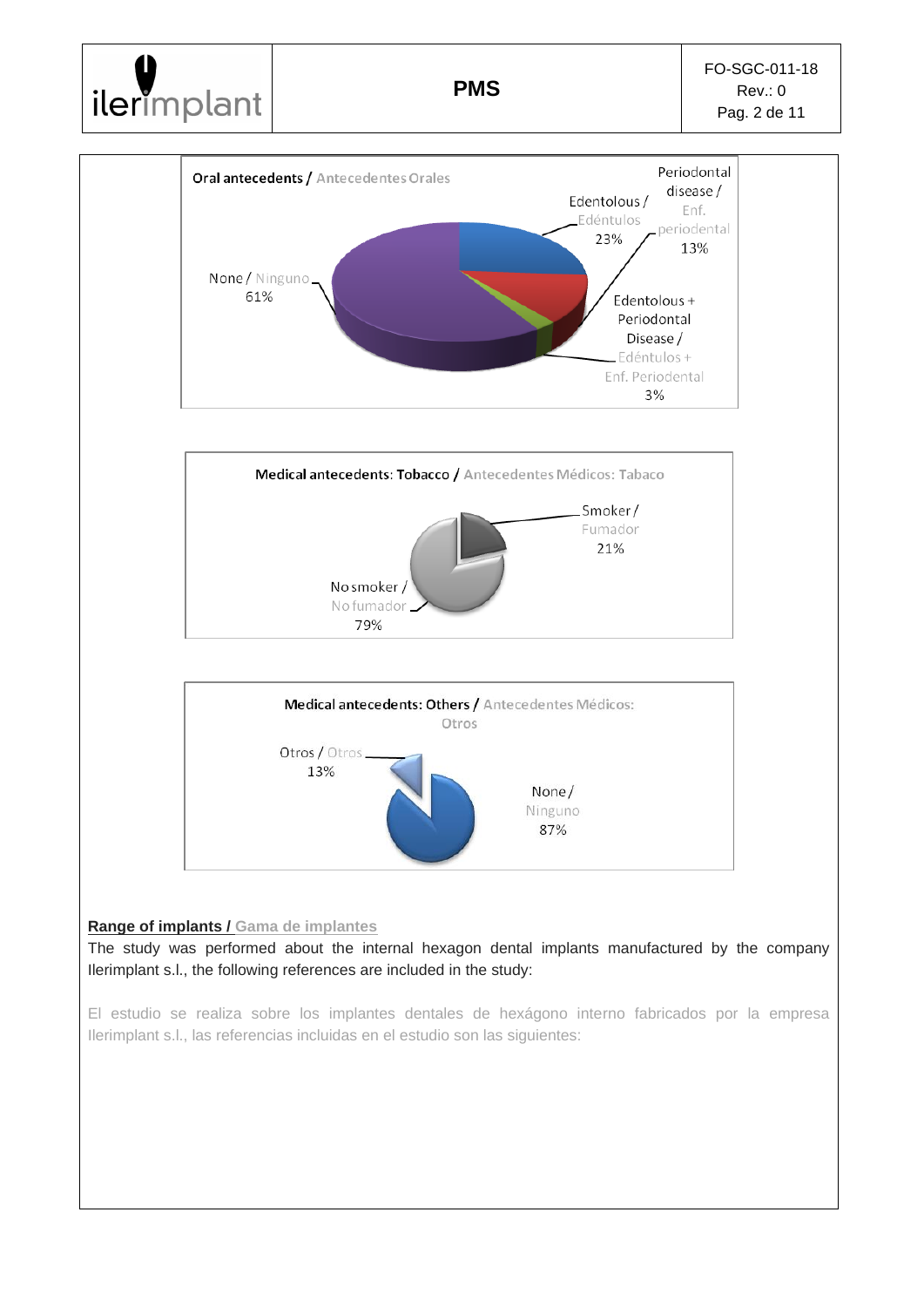**Oral antecedents / Antecedentes Orales**

- None / Ninguno: 61%
- Edentolous / Edéntulos: 23%
- Periodontal disease / Enf. periodental: 13%
- Edentolous + Periodontal Disease / Edéntulos + Enf. Periodental: 3%

**Medical antecedents: Tobacco / Antecedentes Médicos: Tabaco**

- Smoker / Fumador: 21%
- No smoker / No fumador: 79%

**Medical antecedents: Others / Antecedentes Médicos: Otros**

- Otros / Otros: 13%
- None / Ninguno: 87%

**Range of implants / Gama de implantes**

The study was performed about the internal hexagon dental implants manufactured by the company Ilerimplant s.l., the following references are included in the study:

El estudio se realiza sobre los implantes dentales de hexágono interno fabricados por la empresa Ilerimplant s.l., las referencias incluidas en el estudio son las siguientes: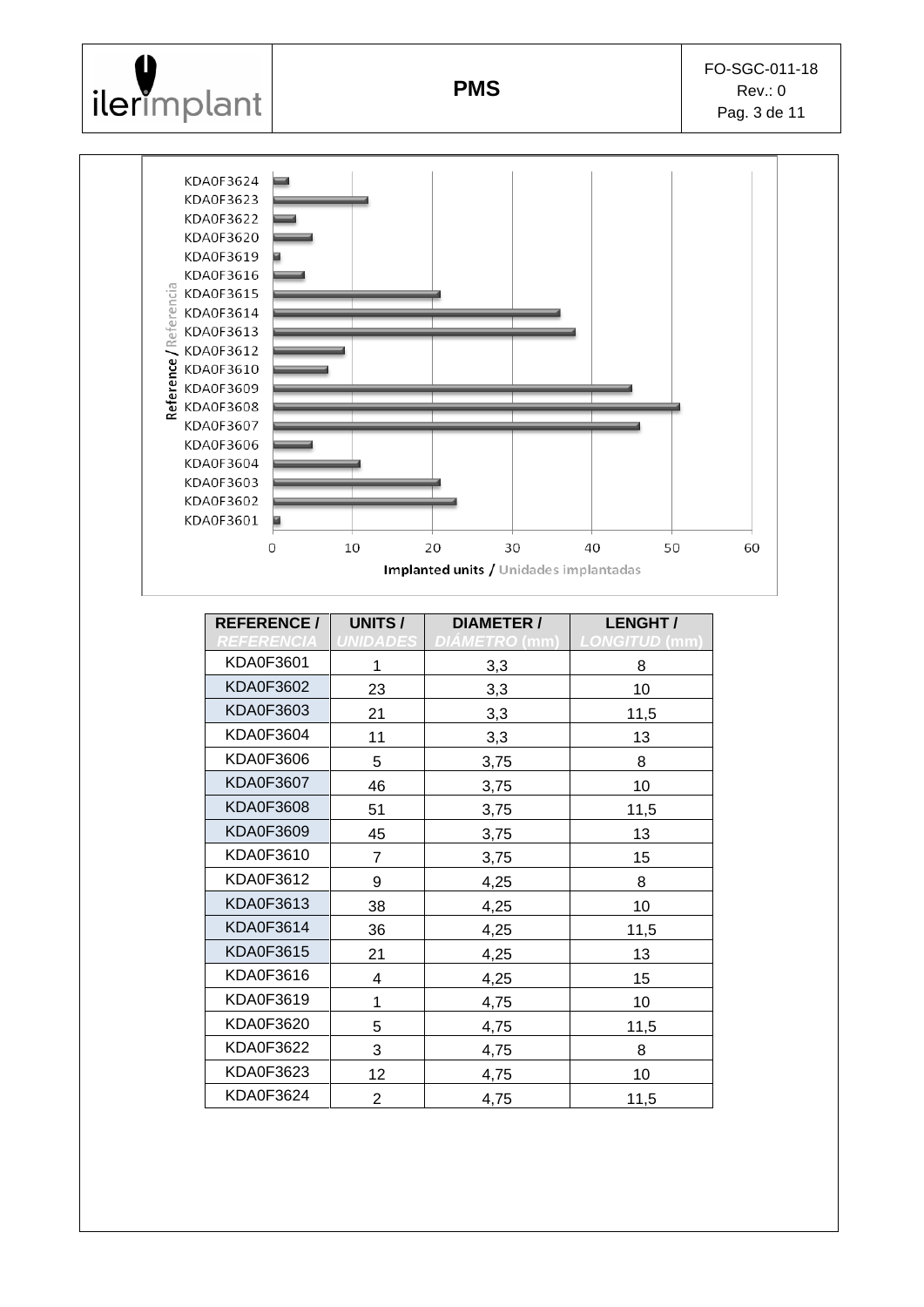| REFERENCE / *REFERENCIA* | UNITS / *UNIDADES* | DIAMETER / *DIÁMETRO* (mm) | LENGHT / *LONGITUD* (mm) |
|---|---|---|---|
| KDA0F3601 | 1 | 3,3 | 8 |
| KDA0F3602 | 23 | 3,3 | 10 |
| KDA0F3603 | 21 | 3,3 | 11,5 |
| KDA0F3604 | 11 | 3,3 | 13 |
| KDA0F3606 | 5 | 3,75 | 8 |
| KDA0F3607 | 46 | 3,75 | 10 |
| KDA0F3608 | 51 | 3,75 | 11,5 |
| KDA0F3609 | 45 | 3,75 | 13 |
| KDA0F3610 | 7 | 3,75 | 15 |
| KDA0F3612 | 9 | 4,25 | 8 |
| KDA0F3613 | 38 | 4,25 | 10 |
| KDA0F3614 | 36 | 4,25 | 11,5 |
| KDA0F3615 | 21 | 4,25 | 13 |
| KDA0F3616 | 4 | 4,25 | 15 |
| KDA0F3619 | 1 | 4,75 | 10 |
| KDA0F3620 | 5 | 4,75 | 11,5 |
| KDA0F3622 | 3 | 4,75 | 8 |
| KDA0F3623 | 12 | 4,75 | 10 |
| KDA0F3624 | 2 | 4,75 | 11,5 |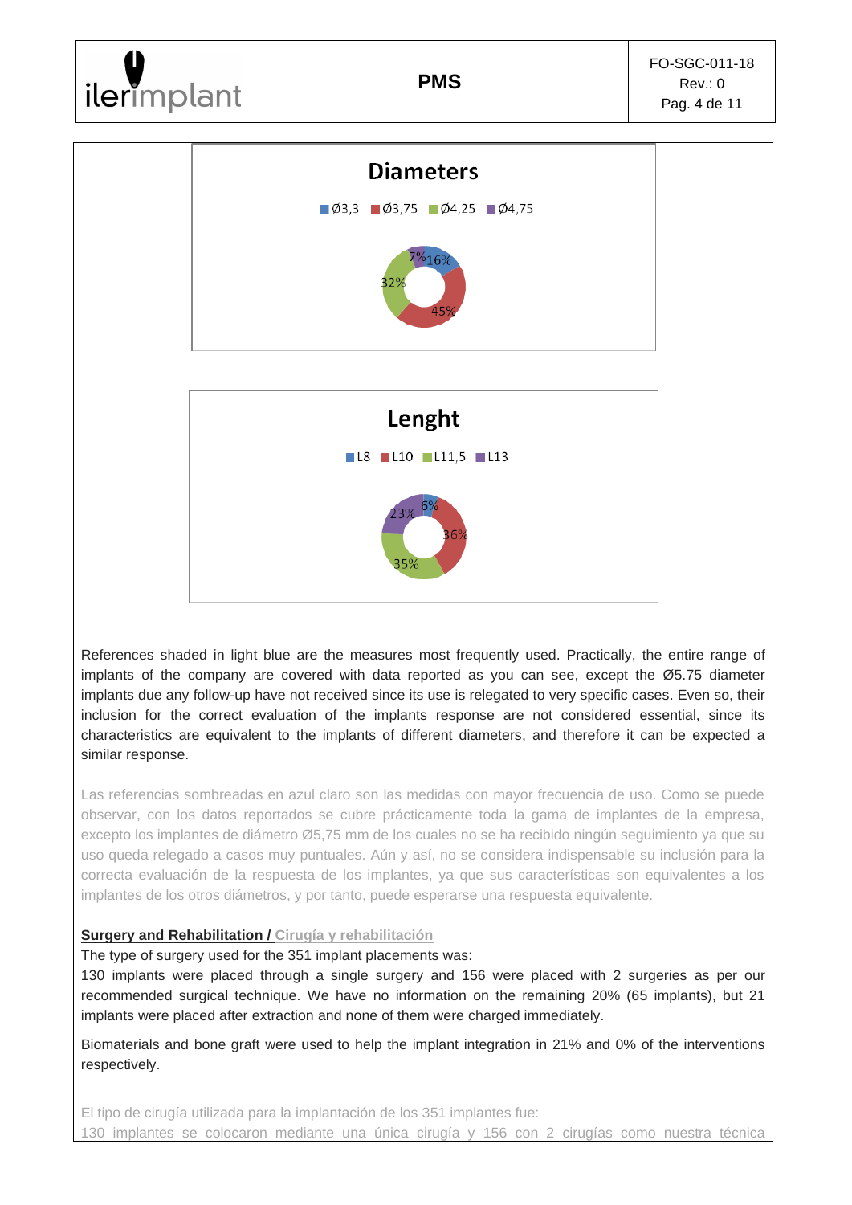**Diameters**

Ø3,3 | Ø3,75 | Ø4,25 | Ø4,75

16% | 45% | 32% | 7%

**Lenght**

L8 | L10 | L11,5 | L13

6% | 36% | 35% | 23%

References shaded in light blue are the measures most frequently used. Practically, the entire range of implants of the company are covered with data reported as you can see, except the Ø5.75 diameter implants due any follow-up have not received since its use is relegated to very specific cases. Even so, their inclusion for the correct evaluation of the implants response are not considered essential, since its characteristics are equivalent to the implants of different diameters, and therefore it can be expected a similar response.

Las referencias sombreadas en azul claro son las medidas con mayor frecuencia de uso. Como se puede observar, con los datos reportados se cubre prácticamente toda la gama de implantes de la empresa, excepto los implantes de diámetro Ø5,75 mm de los cuales no se ha recibido ningún seguimiento ya que su uso queda relegado a casos muy puntuales. Aún y así, no se considera indispensable su inclusión para la correcta evaluación de la respuesta de los implantes, ya que sus características son equivalentes a los implantes de los otros diámetros, y por tanto, puede esperarse una respuesta equivalente.

**Surgery and Rehabilitation / Cirugía y rehabilitación**

The type of surgery used for the 351 implant placements was:

130 implants were placed through a single surgery and 156 were placed with 2 surgeries as per our recommended surgical technique. We have no information on the remaining 20% (65 implants), but 21 implants were placed after extraction and none of them were charged immediately.

Biomaterials and bone graft were used to help the implant integration in 21% and 0% of the interventions respectively.

El tipo de cirugía utilizada para la implantación de los 351 implantes fue:

130 implantes se colocaron mediante una única cirugía y 156 con 2 cirugías como nuestra técnica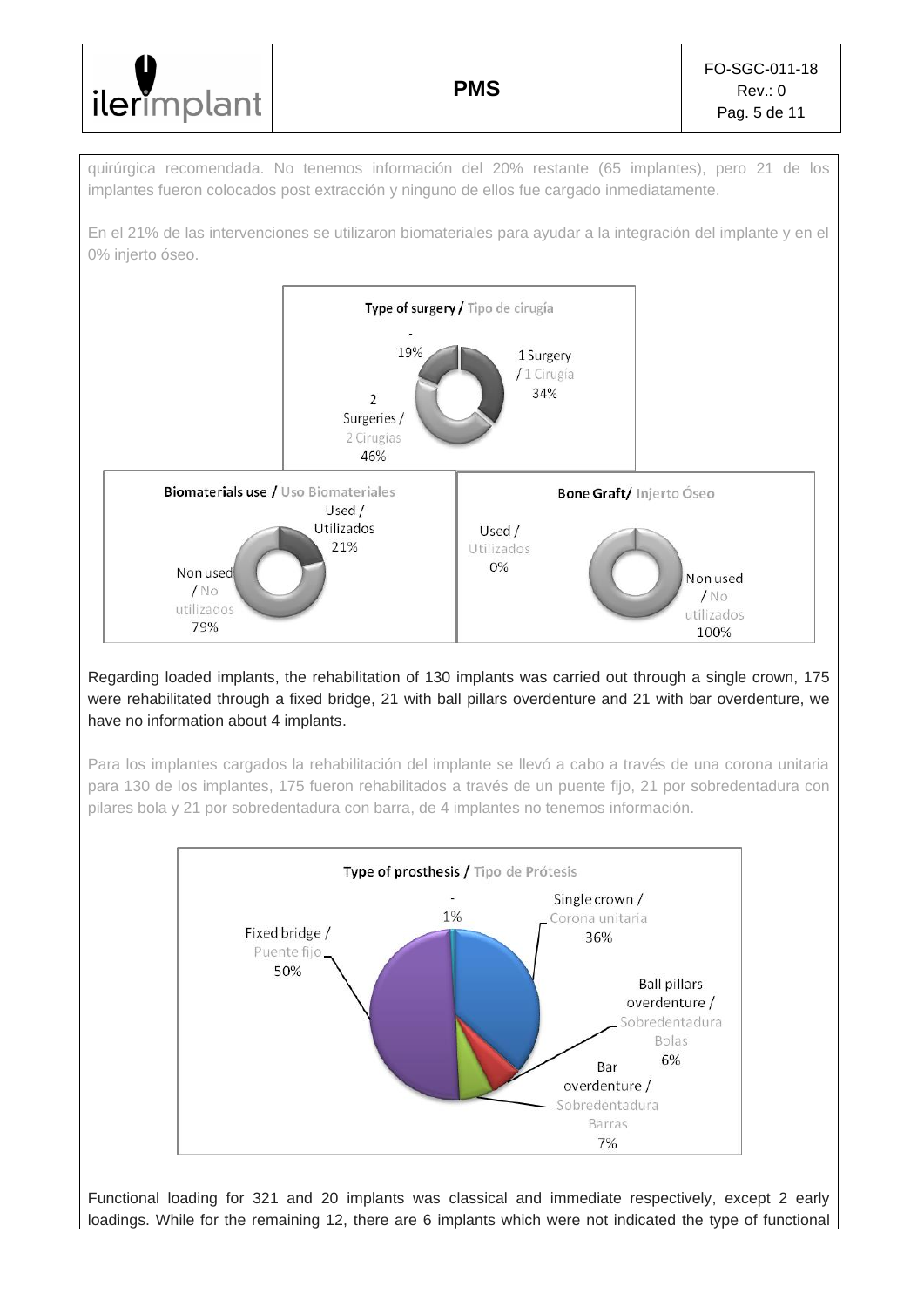quirúrgica recomendada. No tenemos información del 20% restante (65 implantes), pero 21 de los implantes fueron colocados post extracción y ninguno de ellos fue cargado inmediatamente.

En el 21% de las intervenciones se utilizaron biomateriales para ayudar a la integración del implante y en el 0% injerto óseo.

**Type of surgery / Tipo de cirugía**

- 1 Surgery / 1 Cirugía: 34%
- 2 Surgeries / 2 Cirugías: 46%
- -: 19%

**Biomaterials use / Uso Biomateriales**

- Used / Utilizados: 21%
- Non used / No utilizados: 79%

**Bone Graft/ Injerto Óseo**

- Used / Utilizados: 0%
- Non used / No utilizados: 100%

Regarding loaded implants, the rehabilitation of 130 implants was carried out through a single crown, 175 were rehabilitated through a fixed bridge, 21 with ball pillars overdenture and 21 with bar overdenture, we have no information about 4 implants.

Para los implantes cargados la rehabilitación del implante se llevó a cabo a través de una corona unitaria para 130 de los implantes, 175 fueron rehabilitados a través de un puente fijo, 21 por sobredentadura con pilares bola y 21 por sobredentadura con barra, de 4 implantes no tenemos información.

**Type of prosthesis / Tipo de Prótesis**

- Single crown / Corona unitaria: 36%
- Ball pillars overdenture / Sobredentadura Bolas: 6%
- Bar overdenture / Sobredentadura Barras: 7%
- Fixed bridge / Puente fijo: 50%
- -: 1%

Functional loading for 321 and 20 implants was classical and immediate respectively, except 2 early loadings. While for the remaining 12, there are 6 implants which were not indicated the type of functional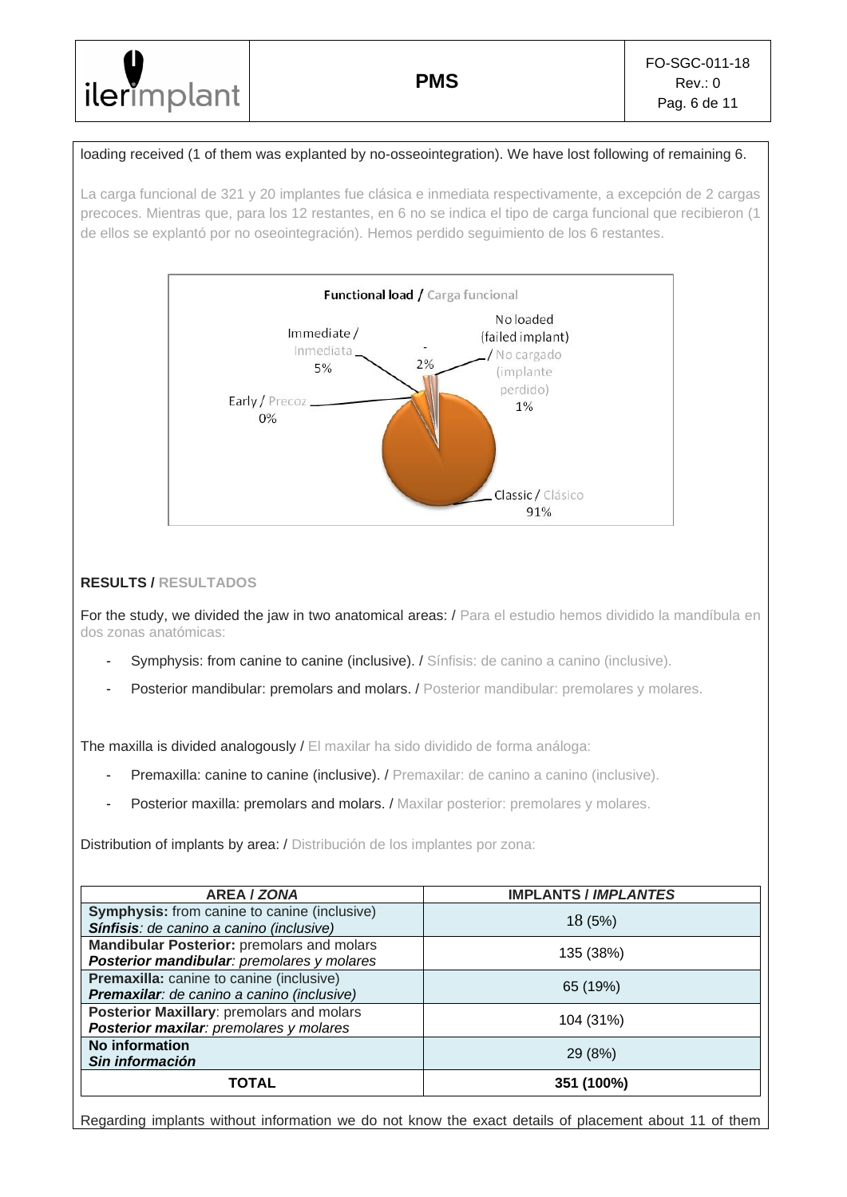loading received (1 of them was explanted by no-osseointegration). We have lost following of remaining 6.

La carga funcional de 321 y 20 implantes fue clásica e inmediata respectivamente, a excepción de 2 cargas precoces. Mientras que, para los 12 restantes, en 6 no se indica el tipo de carga funcional que recibieron (1 de ellos se explantó por no oseointegración). Hemos perdido seguimiento de los 6 restantes.

**Functional load / Carga funcional**

- Immediate / Inmediata: 5%
- Early / Precoz: 0%
- -: 2%
- No loaded (failed implant) / No cargado (implante perdido): 1%
- Classic / Clásico: 91%

**RESULTS / RESULTADOS**

For the study, we divided the jaw in two anatomical areas: / Para el estudio hemos dividido la mandíbula en dos zonas anatómicas:

- Symphysis: from canine to canine (inclusive). / Sínfisis: de canino a canino (inclusive).
- Posterior mandibular: premolars and molars. / Posterior mandibular: premolares y molares.

The maxilla is divided analogously / El maxilar ha sido dividido de forma análoga:

- Premaxilla: canine to canine (inclusive). / Premaxilar: de canino a canino (inclusive).
- Posterior maxilla: premolars and molars. / Maxilar posterior: premolares y molares.

Distribution of implants by area: / Distribución de los implantes por zona:

| AREA / *ZONA* | IMPLANTS / *IMPLANTES* |
|---|---|
| **Symphysis:** from canine to canine (inclusive)<br>***Sínfisis**: de canino a canino (inclusive)* | 18 (5%) |
| **Mandibular Posterior:** premolars and molars<br>***Posterior mandibular**: premolares y molares* | 135 (38%) |
| **Premaxilla:** canine to canine (inclusive)<br>***Premaxilar**: de canino a canino (inclusive)* | 65 (19%) |
| **Posterior Maxillary**: premolars and molars<br>***Posterior maxilar**: premolares y molares* | 104 (31%) |
| **No information**<br>***Sin información*** | 29 (8%) |
| **TOTAL** | **351 (100%)** |

Regarding implants without information we do not know the exact details of placement about 11 of them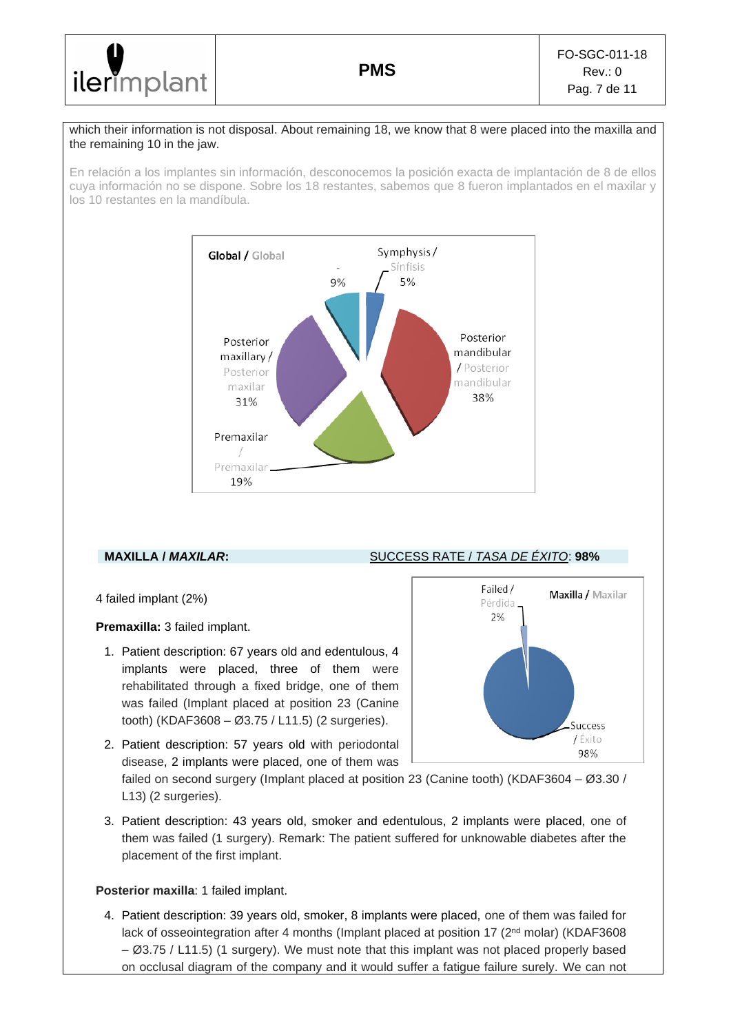which their information is not disposal. About remaining 18, we know that 8 were placed into the maxilla and the remaining 10 in the jaw.

En relación a los implantes sin información, desconocemos la posición exacta de implantación de 8 de ellos cuya información no se dispone. Sobre los 18 restantes, sabemos que 8 fueron implantados en el maxilar y los 10 restantes en la mandíbula.

**Global / Global**

- Symphysis / Sínfisis: 5%
- Posterior mandibular / Posterior mandibular: 38%
- Premaxilar / Premaxilar: 19%
- Posterior maxillary / Posterior maxilar: 31%
- -: 9%

**MAXILLA / *MAXILAR*:** SUCCESS RATE / *TASA DE ÉXITO*: **98%**

**Maxilla / Maxilar**

- Failed / Pérdida: 2%
- Success / Éxito: 98%

4 failed implant (2%)

**Premaxilla:** 3 failed implant.

1. Patient description: 67 years old and edentulous, 4 implants were placed, three of them were rehabilitated through a fixed bridge, one of them was failed (Implant placed at position 23 (Canine tooth) (KDAF3608 – Ø3.75 / L11.5) (2 surgeries).
2. Patient description: 57 years old with periodontal disease, 2 implants were placed, one of them was failed on second surgery (Implant placed at position 23 (Canine tooth) (KDAF3604 – Ø3.30 / L13) (2 surgeries).
3. Patient description: 43 years old, smoker and edentulous, 2 implants were placed, one of them was failed (1 surgery). Remark: The patient suffered for unknowable diabetes after the placement of the first implant.

**Posterior maxilla**: 1 failed implant.

4. Patient description: 39 years old, smoker, 8 implants were placed, one of them was failed for lack of osseointegration after 4 months (Implant placed at position 17 (2nd molar) (KDAF3608 – Ø3.75 / L11.5) (1 surgery). We must note that this implant was not placed properly based on occlusal diagram of the company and it would suffer a fatigue failure surely. We can not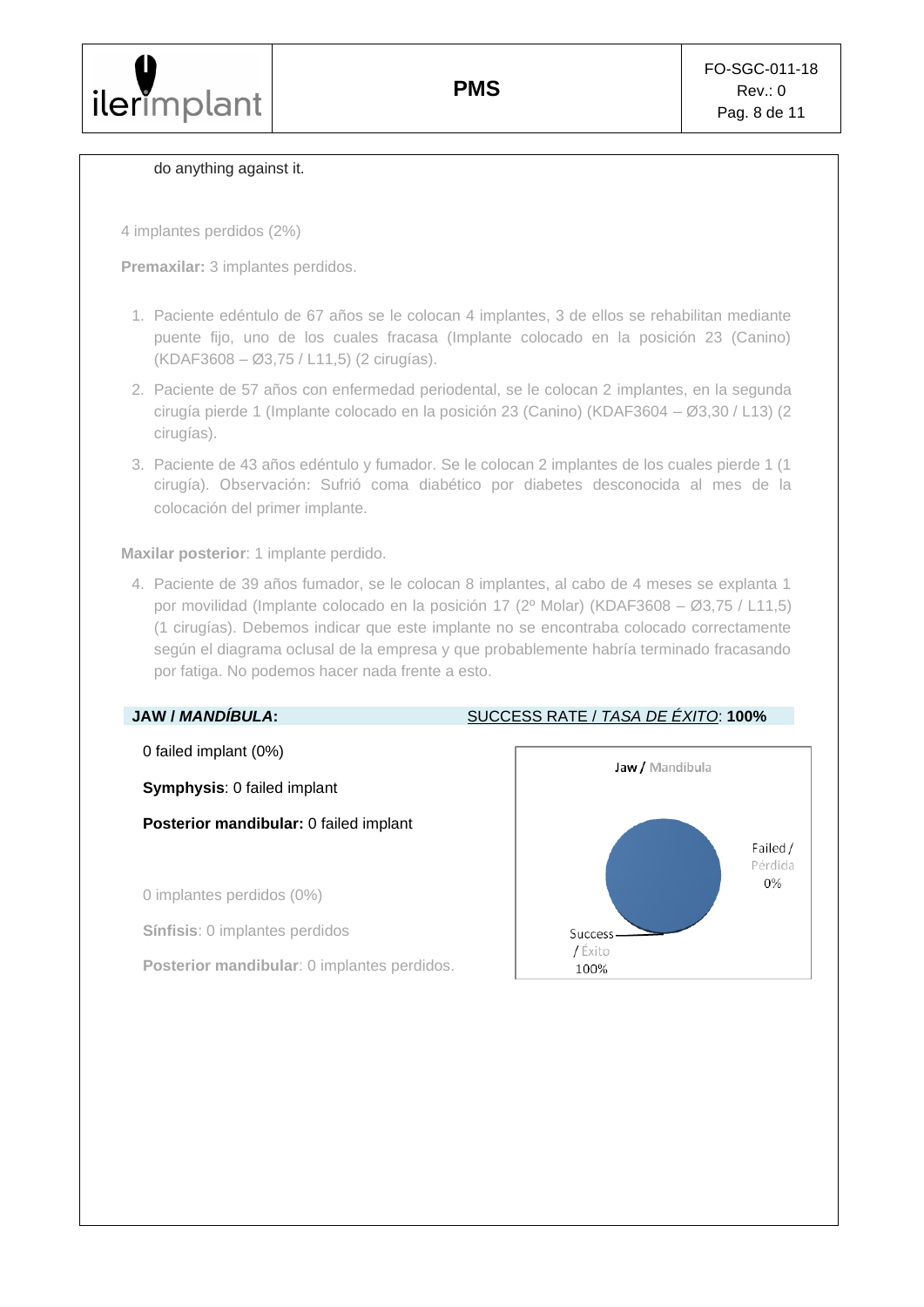do anything against it.

4 implantes perdidos (2%)

**Premaxilar:** 3 implantes perdidos.

1. Paciente edéntulo de 67 años se le colocan 4 implantes, 3 de ellos se rehabilitan mediante puente fijo, uno de los cuales fracasa (Implante colocado en la posición 23 (Canino) (KDAF3608 – Ø3,75 / L11,5) (2 cirugías).
2. Paciente de 57 años con enfermedad periodental, se le colocan 2 implantes, en la segunda cirugía pierde 1 (Implante colocado en la posición 23 (Canino) (KDAF3604 – Ø3,30 / L13) (2 cirugías).
3. Paciente de 43 años edéntulo y fumador. Se le colocan 2 implantes de los cuales pierde 1 (1 cirugía). Observación: Sufrió coma diabético por diabetes desconocida al mes de la colocación del primer implante.

**Maxilar posterior**: 1 implante perdido.

4. Paciente de 39 años fumador, se le colocan 8 implantes, al cabo de 4 meses se explanta 1 por movilidad (Implante colocado en la posición 17 (2º Molar) (KDAF3608 – Ø3,75 / L11,5) (1 cirugías). Debemos indicar que este implante no se encontraba colocado correctamente según el diagrama oclusal de la empresa y que probablemente habría terminado fracasando por fatiga. No podemos hacer nada frente a esto.

**JAW / *MANDÍBULA*:** SUCCESS RATE / *TASA DE ÉXITO*: **100%**

0 failed implant (0%)

**Symphysis**: 0 failed implant

**Posterior mandibular:** 0 failed implant

0 implantes perdidos (0%)

**Sínfisis**: 0 implantes perdidos

**Posterior mandibular**: 0 implantes perdidos.

Jaw / Mandíbula

Failed / Pérdida 0%

Success / Éxito 100%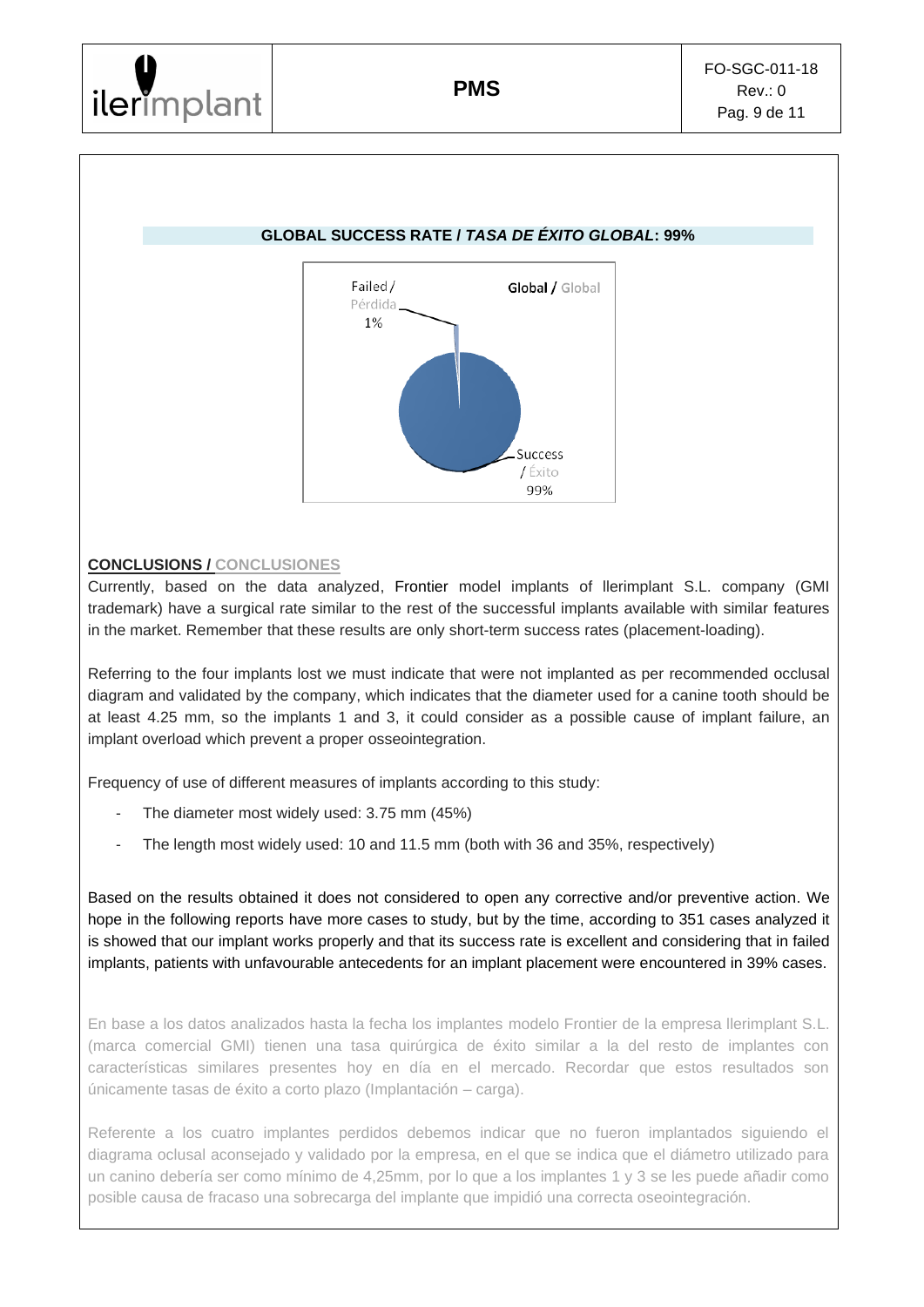**GLOBAL SUCCESS RATE /** ***TASA DE ÉXITO GLOBAL*****: 99%**

Global / Global

Failed / Pérdida 1%

Success / Éxito 99%

**CONCLUSIONS / CONCLUSIONES**

Currently, based on the data analyzed, Frontier model implants of Ilerimplant S.L. company (GMI trademark) have a surgical rate similar to the rest of the successful implants available with similar features in the market. Remember that these results are only short-term success rates (placement-loading).

Referring to the four implants lost we must indicate that were not implanted as per recommended occlusal diagram and validated by the company, which indicates that the diameter used for a canine tooth should be at least 4.25 mm, so the implants 1 and 3, it could consider as a possible cause of implant failure, an implant overload which prevent a proper osseointegration.

Frequency of use of different measures of implants according to this study:

- The diameter most widely used: 3.75 mm (45%)
- The length most widely used: 10 and 11.5 mm (both with 36 and 35%, respectively)

Based on the results obtained it does not considered to open any corrective and/or preventive action. We hope in the following reports have more cases to study, but by the time, according to 351 cases analyzed it is showed that our implant works properly and that its success rate is excellent and considering that in failed implants, patients with unfavourable antecedents for an implant placement were encountered in 39% cases.

En base a los datos analizados hasta la fecha los implantes modelo Frontier de la empresa Ilerimplant S.L. (marca comercial GMI) tienen una tasa quirúrgica de éxito similar a la del resto de implantes con características similares presentes hoy en día en el mercado. Recordar que estos resultados son únicamente tasas de éxito a corto plazo (Implantación – carga).

Referente a los cuatro implantes perdidos debemos indicar que no fueron implantados siguiendo el diagrama oclusal aconsejado y validado por la empresa, en el que se indica que el diámetro utilizado para un canino debería ser como mínimo de 4,25mm, por lo que a los implantes 1 y 3 se les puede añadir como posible causa de fracaso una sobrecarga del implante que impidió una correcta oseointegración.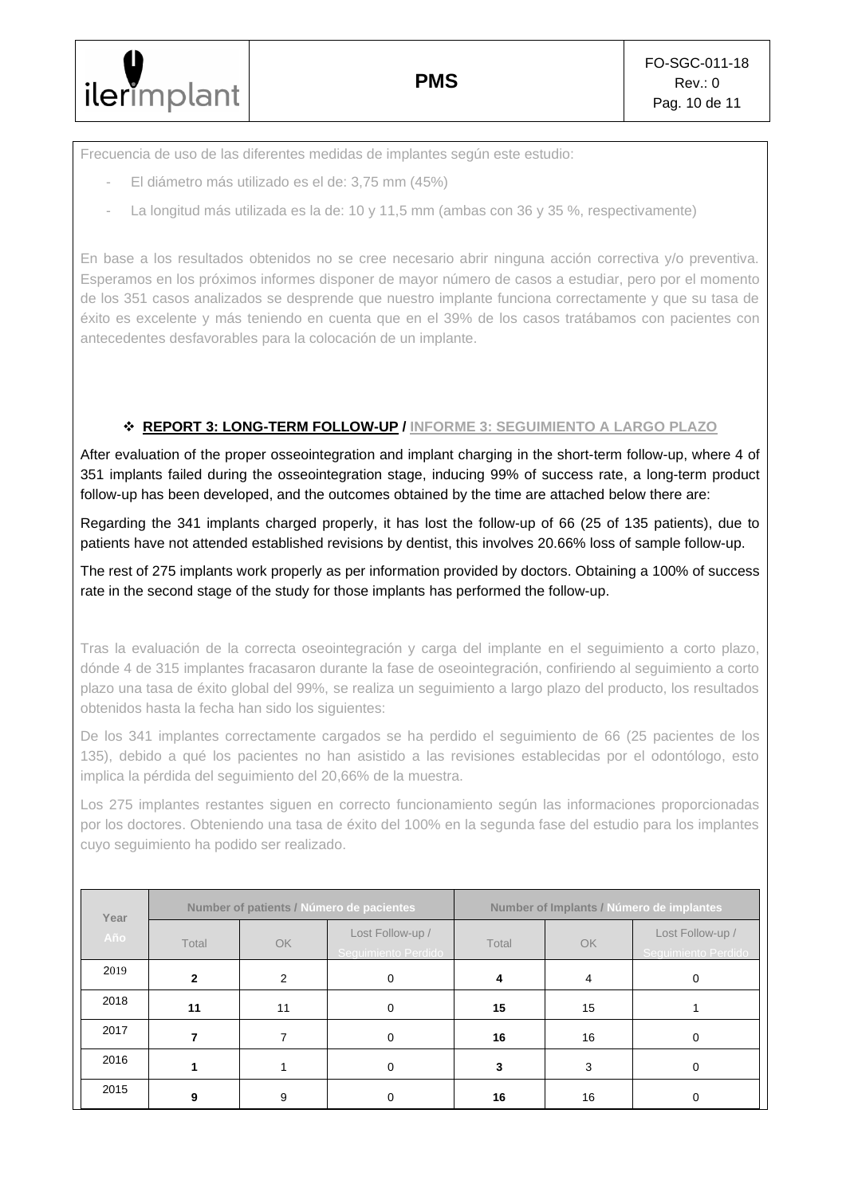Frecuencia de uso de las diferentes medidas de implantes según este estudio:

- El diámetro más utilizado es el de: 3,75 mm (45%)
- La longitud más utilizada es la de: 10 y 11,5 mm (ambas con 36 y 35 %, respectivamente)

En base a los resultados obtenidos no se cree necesario abrir ninguna acción correctiva y/o preventiva. Esperamos en los próximos informes disponer de mayor número de casos a estudiar, pero por el momento de los 351 casos analizados se desprende que nuestro implante funciona correctamente y que su tasa de éxito es excelente y más teniendo en cuenta que en el 39% de los casos tratábamos con pacientes con antecedentes desfavorables para la colocación de un implante.

### ❖ **REPORT 3: LONG-TERM FOLLOW-UP / INFORME 3: SEGUIMIENTO A LARGO PLAZO**

After evaluation of the proper osseointegration and implant charging in the short-term follow-up, where 4 of 351 implants failed during the osseointegration stage, inducing 99% of success rate, a long-term product follow-up has been developed, and the outcomes obtained by the time are attached below there are:

Regarding the 341 implants charged properly, it has lost the follow-up of 66 (25 of 135 patients), due to patients have not attended established revisions by dentist, this involves 20.66% loss of sample follow-up.

The rest of 275 implants work properly as per information provided by doctors. Obtaining a 100% of success rate in the second stage of the study for those implants has performed the follow-up.

Tras la evaluación de la correcta oseointegración y carga del implante en el seguimiento a corto plazo, dónde 4 de 315 implantes fracasaron durante la fase de oseointegración, confiriendo al seguimiento a corto plazo una tasa de éxito global del 99%, se realiza un seguimiento a largo plazo del producto, los resultados obtenidos hasta la fecha han sido los siguientes:

De los 341 implantes correctamente cargados se ha perdido el seguimiento de 66 (25 pacientes de los 135), debido a qué los pacientes no han asistido a las revisiones establecidas por el odontólogo, esto implica la pérdida del seguimiento del 20,66% de la muestra.

Los 275 implantes restantes siguen en correcto funcionamiento según las informaciones proporcionadas por los doctores. Obteniendo una tasa de éxito del 100% en la segunda fase del estudio para los implantes cuyo seguimiento ha podido ser realizado.

| Year / Año | Number of patients / Número de pacientes | | | Number of Implants / Número de implantes | | |
|---|---|---|---|---|---|---|
| | Total | OK | Lost Follow-up / Seguimiento Perdido | Total | OK | Lost Follow-up / Seguimiento Perdido |
| 2019 | **2** | 2 | 0 | **4** | 4 | 0 |
| 2018 | **11** | 11 | 0 | **15** | 15 | 1 |
| 2017 | **7** | 7 | 0 | **16** | 16 | 0 |
| 2016 | **1** | 1 | 0 | **3** | 3 | 0 |
| 2015 | **9** | 9 | 0 | **16** | 16 | 0 |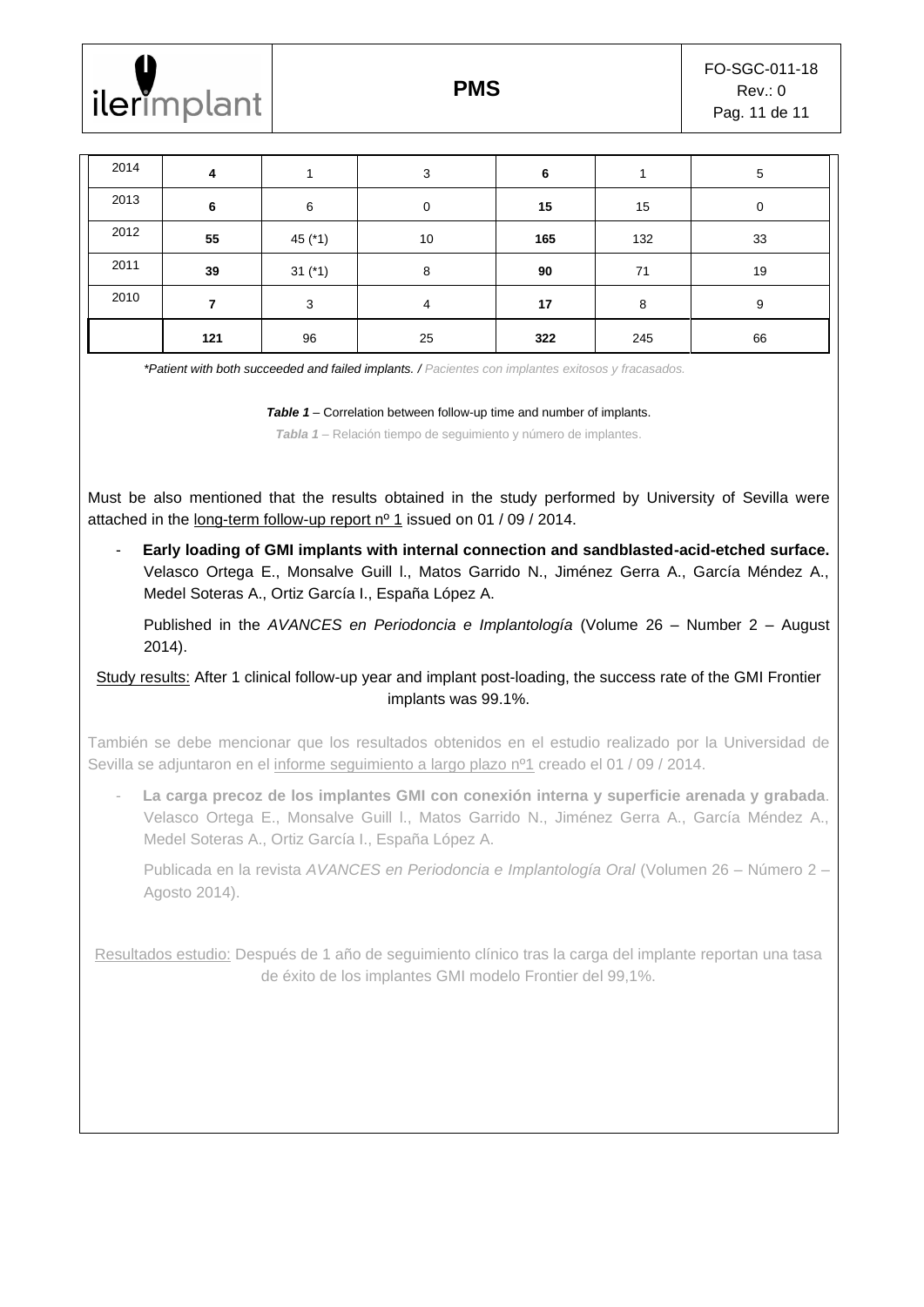| | | | | | | |
|---|---|---|---|---|---|---|
| 2014 | **4** | 1 | 3 | **6** | 1 | 5 |
| 2013 | **6** | 6 | 0 | **15** | 15 | 0 |
| 2012 | **55** | 45 (*1) | 10 | **165** | 132 | 33 |
| 2011 | **39** | 31 (*1) | 8 | **90** | 71 | 19 |
| 2010 | **7** | 3 | 4 | **17** | 8 | 9 |
| | **121** | 96 | 25 | **322** | 245 | 66 |

**Patient with both succeeded and failed implants. / Pacientes con implantes exitosos y fracasados.*

***Table 1*** – Correlation between follow-up time and number of implants.

***Tabla 1*** – Relación tiempo de seguimiento y número de implantes.

Must be also mentioned that the results obtained in the study performed by University of Sevilla were attached in the long-term follow-up report nº 1 issued on 01 / 09 / 2014.

- **Early loading of GMI implants with internal connection and sandblasted-acid-etched surface.** Velasco Ortega E., Monsalve Guill l., Matos Garrido N., Jiménez Gerra A., García Méndez A., Medel Soteras A., Ortiz García I., España López A.

  Published in the *AVANCES en Periodoncia e Implantología* (Volume 26 – Number 2 – August 2014).

Study results: After 1 clinical follow-up year and implant post-loading, the success rate of the GMI Frontier implants was 99.1%.

También se debe mencionar que los resultados obtenidos en el estudio realizado por la Universidad de Sevilla se adjuntaron en el informe seguimiento a largo plazo nº1 creado el 01 / 09 / 2014.

- **La carga precoz de los implantes GMI con conexión interna y superficie arenada y grabada**. Velasco Ortega E., Monsalve Guill l., Matos Garrido N., Jiménez Gerra A., García Méndez A., Medel Soteras A., Ortiz García I., España López A.

  Publicada en la revista *AVANCES en Periodoncia e Implantología Oral* (Volumen 26 – Número 2 – Agosto 2014).

Resultados estudio: Después de 1 año de seguimiento clínico tras la carga del implante reportan una tasa de éxito de los implantes GMI modelo Frontier del 99,1%.